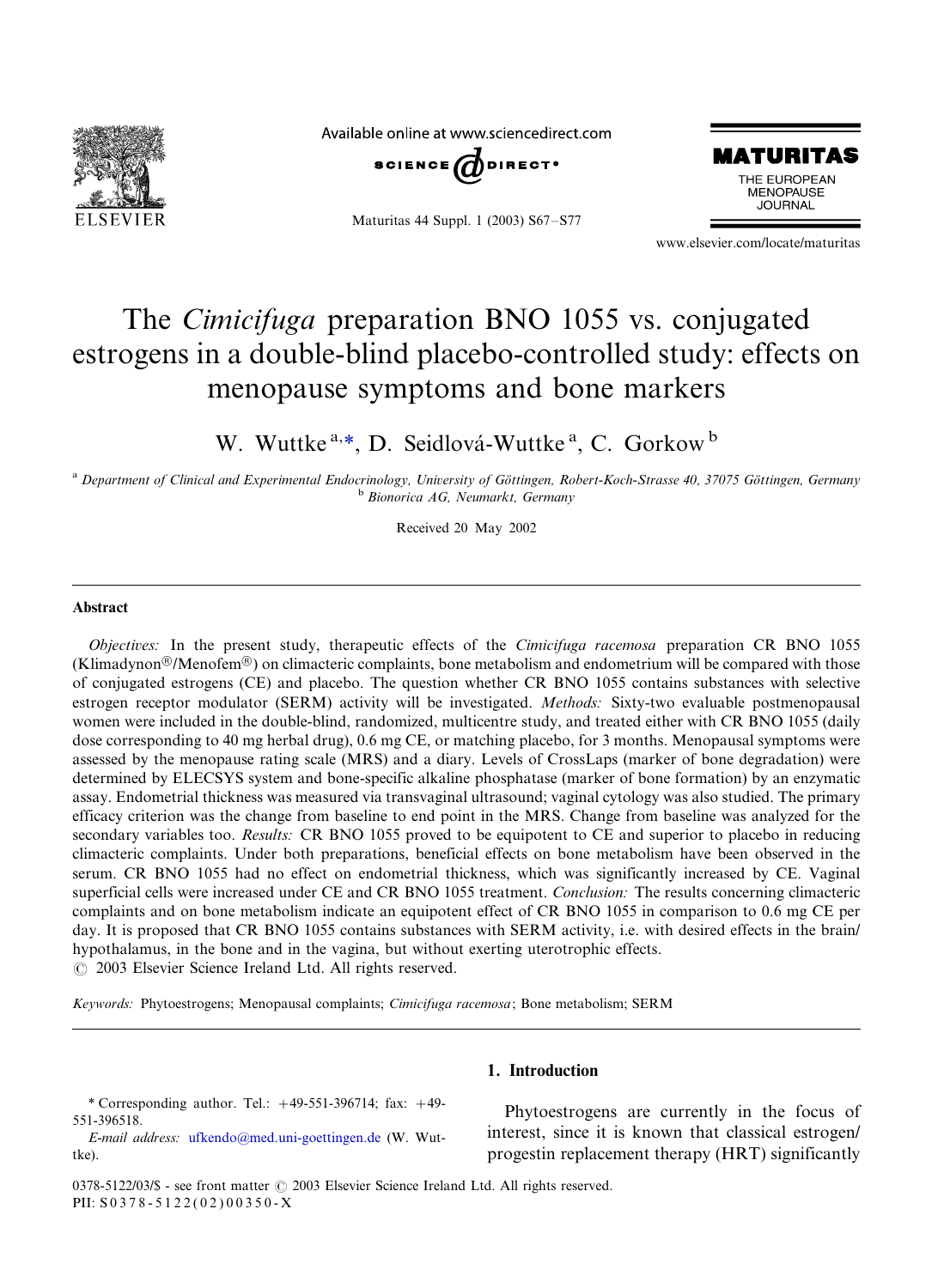# The *Cimicifuga* preparation BNO 1055 vs. conjugated estrogens in a double-blind placebo-controlled study: effects on menopause symptoms and bone markers

W. Wuttke [a,*], D. Seidlová-Wuttke [a], C. Gorkow [b]

[a] Department of Clinical and Experimental Endocrinology, University of Göttingen, Robert-Koch-Strasse 40, 37075 Göttingen, Germany
[b] Bionorica AG, Neumarkt, Germany

Received 20 May 2002

## Abstract

*Objectives:* In the present study, therapeutic effects of the *Cimicifuga racemosa* preparation CR BNO 1055 (Klimadynon®/Menofem®) on climacteric complaints, bone metabolism and endometrium will be compared with those of conjugated estrogens (CE) and placebo. The question whether CR BNO 1055 contains substances with selective estrogen receptor modulator (SERM) activity will be investigated. *Methods:* Sixty-two evaluable postmenopausal women were included in the double-blind, randomized, multicentre study, and treated either with CR BNO 1055 (daily dose corresponding to 40 mg herbal drug), 0.6 mg CE, or matching placebo, for 3 months. Menopausal symptoms were assessed by the menopause rating scale (MRS) and a diary. Levels of CrossLaps (marker of bone degradation) were determined by ELECSYS system and bone-specific alkaline phosphatase (marker of bone formation) by an enzymatic assay. Endometrial thickness was measured via transvaginal ultrasound; vaginal cytology was also studied. The primary efficacy criterion was the change from baseline to end point in the MRS. Change from baseline was analyzed for the secondary variables too. *Results:* CR BNO 1055 proved to be equipotent to CE and superior to placebo in reducing climacteric complaints. Under both preparations, beneficial effects on bone metabolism have been observed in the serum. CR BNO 1055 had no effect on endometrial thickness, which was significantly increased by CE. Vaginal superficial cells were increased under CE and CR BNO 1055 treatment. *Conclusion:* The results concerning climacteric complaints and on bone metabolism indicate an equipotent effect of CR BNO 1055 in comparison to 0.6 mg CE per day. It is proposed that CR BNO 1055 contains substances with SERM activity, i.e. with desired effects in the brain/hypothalamus, in the bone and in the vagina, but without exerting uterotrophic effects.
© 2003 Elsevier Science Ireland Ltd. All rights reserved.

*Keywords:* Phytoestrogens; Menopausal complaints; *Cimicifuga racemosa*; Bone metabolism; SERM

## 1. Introduction

Phytoestrogens are currently in the focus of interest, since it is known that classical estrogen/progestin replacement therapy (HRT) significantly

\* Corresponding author. Tel.: +49-551-396714; fax: +49-551-396518.
*E-mail address:* ufkendo@med.uni-goettingen.de (W. Wuttke).

0378-5122/03/$ - see front matter © 2003 Elsevier Science Ireland Ltd. All rights reserved.
PII: S0378-5122(02)00350-X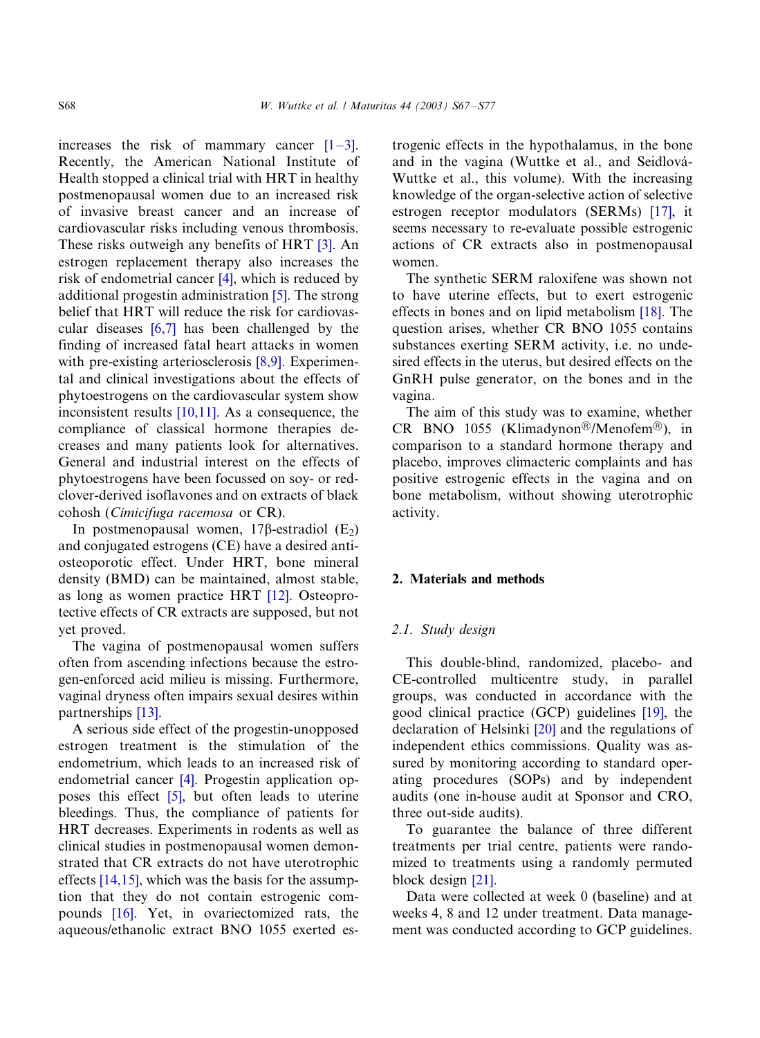increases the risk of mammary cancer [1–3]. Recently, the American National Institute of Health stopped a clinical trial with HRT in healthy postmenopausal women due to an increased risk of invasive breast cancer and an increase of cardiovascular risks including venous thrombosis. These risks outweigh any benefits of HRT [3]. An estrogen replacement therapy also increases the risk of endometrial cancer [4], which is reduced by additional progestin administration [5]. The strong belief that HRT will reduce the risk for cardiovascular diseases [6,7] has been challenged by the finding of increased fatal heart attacks in women with pre-existing arteriosclerosis [8,9]. Experimental and clinical investigations about the effects of phytoestrogens on the cardiovascular system show inconsistent results [10,11]. As a consequence, the compliance of classical hormone therapies decreases and many patients look for alternatives. General and industrial interest on the effects of phytoestrogens have been focussed on soy- or red-clover-derived isoflavones and on extracts of black cohosh (*Cimicifuga racemosa* or CR).

In postmenopausal women, 17β-estradiol ($E_2$) and conjugated estrogens (CE) have a desired anti-osteoporotic effect. Under HRT, bone mineral density (BMD) can be maintained, almost stable, as long as women practice HRT [12]. Osteoprotective effects of CR extracts are supposed, but not yet proved.

The vagina of postmenopausal women suffers often from ascending infections because the estrogen-enforced acid milieu is missing. Furthermore, vaginal dryness often impairs sexual desires within partnerships [13].

A serious side effect of the progestin-unopposed estrogen treatment is the stimulation of the endometrium, which leads to an increased risk of endometrial cancer [4]. Progestin application opposes this effect [5], but often leads to uterine bleedings. Thus, the compliance of patients for HRT decreases. Experiments in rodents as well as clinical studies in postmenopausal women demonstrated that CR extracts do not have uterotrophic effects [14,15], which was the basis for the assumption that they do not contain estrogenic compounds [16]. Yet, in ovariectomized rats, the aqueous/ethanolic extract BNO 1055 exerted estrogenic effects in the hypothalamus, in the bone and in the vagina (Wuttke et al., and Seidlová-Wuttke et al., this volume). With the increasing knowledge of the organ-selective action of selective estrogen receptor modulators (SERMs) [17], it seems necessary to re-evaluate possible estrogenic actions of CR extracts also in postmenopausal women.

The synthetic SERM raloxifene was shown not to have uterine effects, but to exert estrogenic effects in bones and on lipid metabolism [18]. The question arises, whether CR BNO 1055 contains substances exerting SERM activity, i.e. no undesired effects in the uterus, but desired effects on the GnRH pulse generator, on the bones and in the vagina.

The aim of this study was to examine, whether CR BNO 1055 (Klimadynon®/Menofem®), in comparison to a standard hormone therapy and placebo, improves climacteric complaints and has positive estrogenic effects in the vagina and on bone metabolism, without showing uterotrophic activity.

## 2. Materials and methods

### 2.1. Study design

This double-blind, randomized, placebo- and CE-controlled multicentre study, in parallel groups, was conducted in accordance with the good clinical practice (GCP) guidelines [19], the declaration of Helsinki [20] and the regulations of independent ethics commissions. Quality was assured by monitoring according to standard operating procedures (SOPs) and by independent audits (one in-house audit at Sponsor and CRO, three out-side audits).

To guarantee the balance of three different treatments per trial centre, patients were randomized to treatments using a randomly permuted block design [21].

Data were collected at week 0 (baseline) and at weeks 4, 8 and 12 under treatment. Data management was conducted according to GCP guidelines.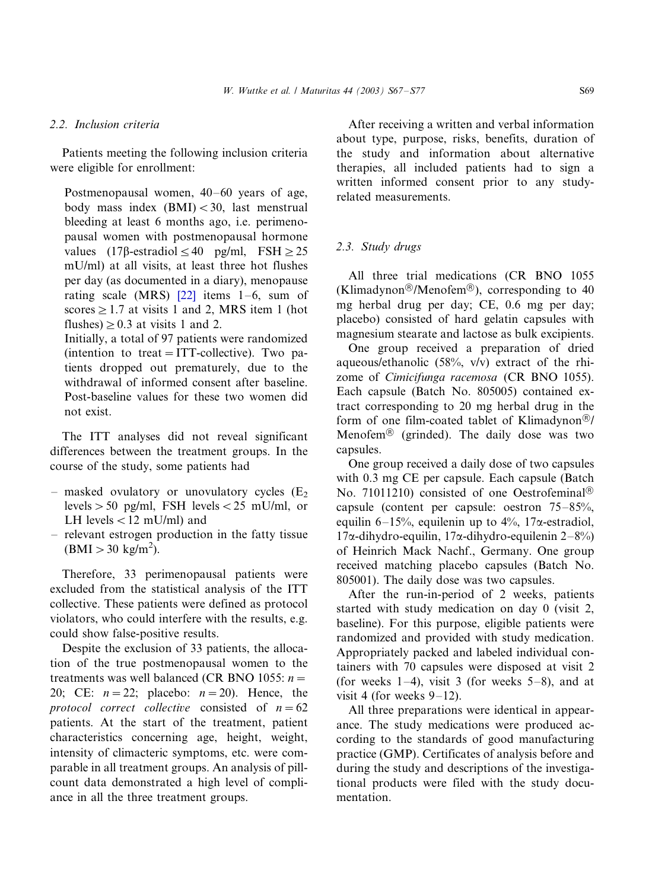### 2.2. Inclusion criteria

Patients meeting the following inclusion criteria were eligible for enrollment:

> Postmenopausal women, 40–60 years of age, body mass index (BMI) < 30, last menstrual bleeding at least 6 months ago, i.e. perimenopausal women with postmenopausal hormone values (17β-estradiol ≤ 40 pg/ml, FSH ≥ 25 mU/ml) at all visits, at least three hot flushes per day (as documented in a diary), menopause rating scale (MRS) [22] items 1–6, sum of scores ≥ 1.7 at visits 1 and 2, MRS item 1 (hot flushes) ≥ 0.3 at visits 1 and 2.
>
> Initially, a total of 97 patients were randomized (intention to treat = ITT-collective). Two patients dropped out prematurely, due to the withdrawal of informed consent after baseline. Post-baseline values for these two women did not exist.

The ITT analyses did not reveal significant differences between the treatment groups. In the course of the study, some patients had

- masked ovulatory or unovulatory cycles ($E_2$ levels > 50 pg/ml, FSH levels < 25 mU/ml, or LH levels < 12 mU/ml) and
- relevant estrogen production in the fatty tissue (BMI > 30 kg/m$^2$).

Therefore, 33 perimenopausal patients were excluded from the statistical analysis of the ITT collective. These patients were defined as protocol violators, who could interfere with the results, e.g. could show false-positive results.

Despite the exclusion of 33 patients, the allocation of the true postmenopausal women to the treatments was well balanced (CR BNO 1055: $n = 20$; CE: $n = 22$; placebo: $n = 20$). Hence, the *protocol correct collective* consisted of $n = 62$ patients. At the start of the treatment, patient characteristics concerning age, height, weight, intensity of climacteric symptoms, etc. were comparable in all treatment groups. An analysis of pill-count data demonstrated a high level of compliance in all the three treatment groups.

After receiving a written and verbal information about type, purpose, risks, benefits, duration of the study and information about alternative therapies, all included patients had to sign a written informed consent prior to any study-related measurements.

### 2.3. Study drugs

All three trial medications (CR BNO 1055 (Klimadynon®/Menofem®), corresponding to 40 mg herbal drug per day; CE, 0.6 mg per day; placebo) consisted of hard gelatin capsules with magnesium stearate and lactose as bulk excipients.

One group received a preparation of dried aqueous/ethanolic (58%, v/v) extract of the rhizome of *Cimicifunga racemosa* (CR BNO 1055). Each capsule (Batch No. 805005) contained extract corresponding to 20 mg herbal drug in the form of one film-coated tablet of Klimadynon®/Menofem® (grinded). The daily dose was two capsules.

One group received a daily dose of two capsules with 0.3 mg CE per capsule. Each capsule (Batch No. 71011210) consisted of one Oestrofeminal® capsule (content per capsule: oestron 75–85%, equilin 6–15%, equilenin up to 4%, 17α-estradiol, 17α-dihydro-equilin, 17α-dihydro-equilenin 2–8%) of Heinrich Mack Nachf., Germany. One group received matching placebo capsules (Batch No. 805001). The daily dose was two capsules.

After the run-in-period of 2 weeks, patients started with study medication on day 0 (visit 2, baseline). For this purpose, eligible patients were randomized and provided with study medication. Appropriately packed and labeled individual containers with 70 capsules were disposed at visit 2 (for weeks 1–4), visit 3 (for weeks 5–8), and at visit 4 (for weeks 9–12).

All three preparations were identical in appearance. The study medications were produced according to the standards of good manufacturing practice (GMP). Certificates of analysis before and during the study and descriptions of the investigational products were filed with the study documentation.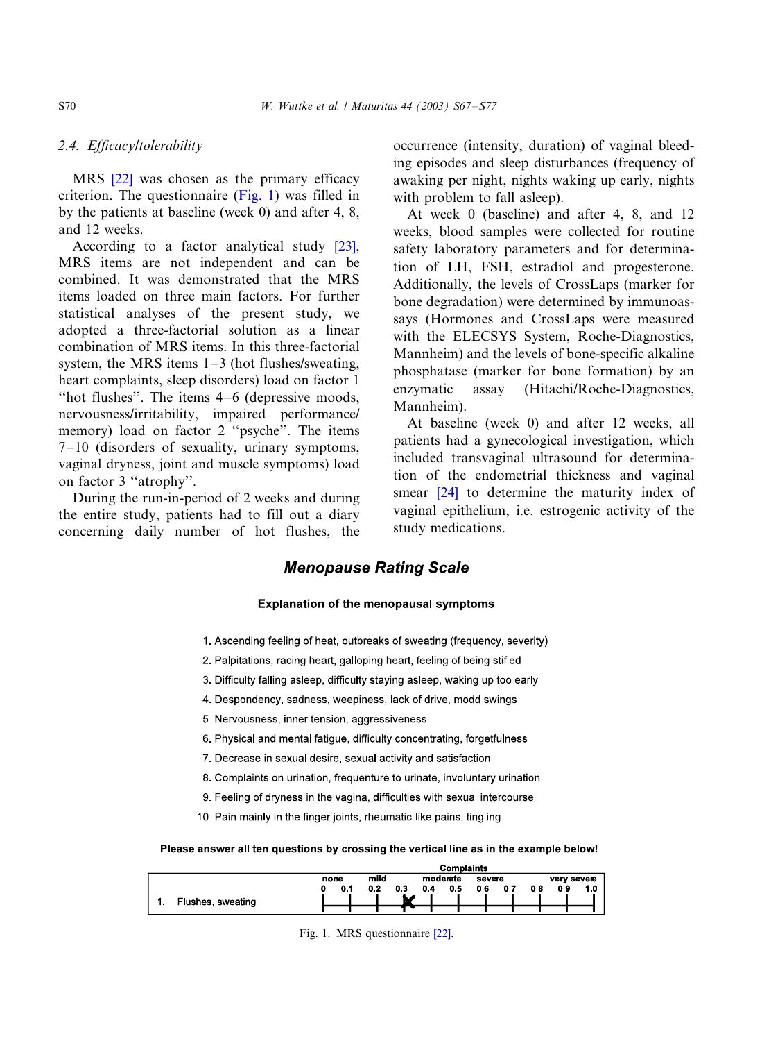### 2.4. Efficacy/tolerability

MRS [22] was chosen as the primary efficacy criterion. The questionnaire (Fig. 1) was filled in by the patients at baseline (week 0) and after 4, 8, and 12 weeks.

According to a factor analytical study [23], MRS items are not independent and can be combined. It was demonstrated that the MRS items loaded on three main factors. For further statistical analyses of the present study, we adopted a three-factorial solution as a linear combination of MRS items. In this three-factorial system, the MRS items 1–3 (hot flushes/sweating, heart complaints, sleep disorders) load on factor 1 "hot flushes". The items 4–6 (depressive moods, nervousness/irritability, impaired performance/memory) load on factor 2 "psyche". The items 7–10 (disorders of sexuality, urinary symptoms, vaginal dryness, joint and muscle symptoms) load on factor 3 "atrophy".

During the run-in-period of 2 weeks and during the entire study, patients had to fill out a diary concerning daily number of hot flushes, the occurrence (intensity, duration) of vaginal bleeding episodes and sleep disturbances (frequency of awaking per night, nights waking up early, nights with problem to fall asleep).

At week 0 (baseline) and after 4, 8, and 12 weeks, blood samples were collected for routine safety laboratory parameters and for determination of LH, FSH, estradiol and progesterone. Additionally, the levels of CrossLaps (marker for bone degradation) were determined by immunoassays (Hormones and CrossLaps were measured with the ELECSYS System, Roche-Diagnostics, Mannheim) and the levels of bone-specific alkaline phosphatase (marker for bone formation) by an enzymatic assay (Hitachi/Roche-Diagnostics, Mannheim).

At baseline (week 0) and after 12 weeks, all patients had a gynecological investigation, which included transvaginal ultrasound for determination of the endometrial thickness and vaginal smear [24] to determine the maturity index of vaginal epithelium, i.e. estrogenic activity of the study medications.

**Menopause Rating Scale**

**Explanation of the menopausal symptoms**

1. Ascending feeling of heat, outbreaks of sweating (frequency, severity)
2. Palpitations, racing heart, galloping heart, feeling of being stifled
3. Difficulty falling asleep, difficulty staying asleep, waking up too early
4. Despondency, sadness, weepiness, lack of drive, modd swings
5. Nervousness, inner tension, aggressiveness
6. Physical and mental fatigue, difficulty concentrating, forgetfulness
7. Decrease in sexual desire, sexual activity and satisfaction
8. Complaints on urination, frequenture to urinate, involuntary urination
9. Feeling of dryness in the vagina, difficulties with sexual intercourse
10. Pain mainly in the finger joints, rheumatic-like pains, tingling

**Please answer all ten questions by crossing the vertical line as in the example below!**

| | Complaints | | | | | | | | | | |
|---|---|---|---|---|---|---|---|---|---|---|---|
| | none | | mild | | moderate | | severe | | | very severe | |
| | 0 | 0.1 | 0.2 | 0.3 | 0.4 | 0.5 | 0.6 | 0.7 | 0.8 | 0.9 | 1.0 |
| 1. Flushes, sweating | | | | X | | | | | | | |

Fig. 1. MRS questionnaire [22].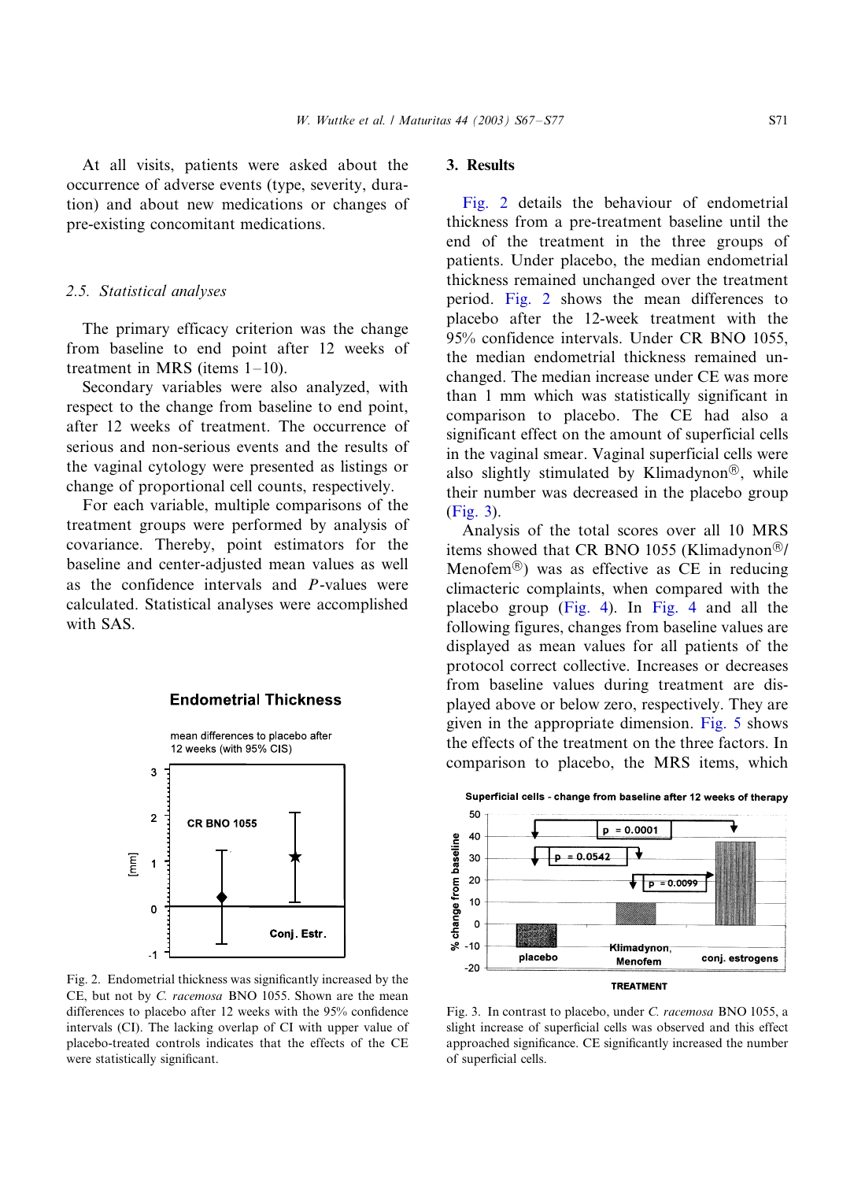At all visits, patients were asked about the occurrence of adverse events (type, severity, duration) and about new medications or changes of pre-existing concomitant medications.

### 2.5. Statistical analyses

The primary efficacy criterion was the change from baseline to end point after 12 weeks of treatment in MRS (items 1–10).

Secondary variables were also analyzed, with respect to the change from baseline to end point, after 12 weeks of treatment. The occurrence of serious and non-serious events and the results of the vaginal cytology were presented as listings or change of proportional cell counts, respectively.

For each variable, multiple comparisons of the treatment groups were performed by analysis of covariance. Thereby, point estimators for the baseline and center-adjusted mean values as well as the confidence intervals and $P$-values were calculated. Statistical analyses were accomplished with SAS.

Fig. 2. Endometrial thickness was significantly increased by the CE, but not by *C. racemosa* BNO 1055. Shown are the mean differences to placebo after 12 weeks with the 95% confidence intervals (CI). The lacking overlap of CI with upper value of placebo-treated controls indicates that the effects of the CE were statistically significant.

## 3. Results

Fig. 2 details the behaviour of endometrial thickness from a pre-treatment baseline until the end of the treatment in the three groups of patients. Under placebo, the median endometrial thickness remained unchanged over the treatment period. Fig. 2 shows the mean differences to placebo after the 12-week treatment with the 95% confidence intervals. Under CR BNO 1055, the median endometrial thickness remained unchanged. The median increase under CE was more than 1 mm which was statistically significant in comparison to placebo. The CE had also a significant effect on the amount of superficial cells in the vaginal smear. Vaginal superficial cells were also slightly stimulated by Klimadynon®, while their number was decreased in the placebo group (Fig. 3).

Analysis of the total scores over all 10 MRS items showed that CR BNO 1055 (Klimadynon®/Menofem®) was as effective as CE in reducing climacteric complaints, when compared with the placebo group (Fig. 4). In Fig. 4 and all the following figures, changes from baseline values are displayed as mean values for all patients of the protocol correct collective. Increases or decreases from baseline values during treatment are displayed above or below zero, respectively. They are given in the appropriate dimension. Fig. 5 shows the effects of the treatment on the three factors. In comparison to placebo, the MRS items, which

Fig. 3. In contrast to placebo, under *C. racemosa* BNO 1055, a slight increase of superficial cells was observed and this effect approached significance. CE significantly increased the number of superficial cells.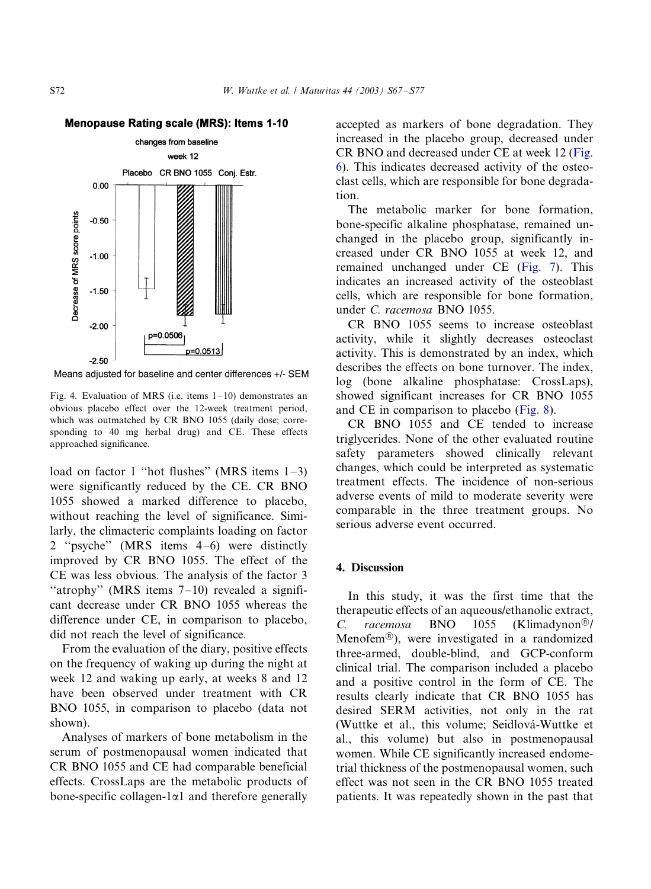Menopause Rating scale (MRS): Items 1-10

changes from baseline

week 12

Placebo CR BNO 1055 Conj. Estr.

Decrease of MRS score points

p=0.0506

p=0.0513

Means adjusted for baseline and center differences +/- SEM

Fig. 4. Evaluation of MRS (i.e. items 1–10) demonstrates an obvious placebo effect over the 12-week treatment period, which was outmatched by CR BNO 1055 (daily dose; corresponding to 40 mg herbal drug) and CE. These effects approached significance.

load on factor 1 "hot flushes" (MRS items 1–3) were significantly reduced by the CE. CR BNO 1055 showed a marked difference to placebo, without reaching the level of significance. Similarly, the climacteric complaints loading on factor 2 "psyche" (MRS items 4–6) were distinctly improved by CR BNO 1055. The effect of the CE was less obvious. The analysis of the factor 3 "atrophy" (MRS items 7–10) revealed a significant decrease under CR BNO 1055 whereas the difference under CE, in comparison to placebo, did not reach the level of significance.

From the evaluation of the diary, positive effects on the frequency of waking up during the night at week 12 and waking up early, at weeks 8 and 12 have been observed under treatment with CR BNO 1055, in comparison to placebo (data not shown).

Analyses of markers of bone metabolism in the serum of postmenopausal women indicated that CR BNO 1055 and CE had comparable beneficial effects. CrossLaps are the metabolic products of bone-specific collagen-1$\alpha$1 and therefore generally accepted as markers of bone degradation. They increased in the placebo group, decreased under CR BNO and decreased under CE at week 12 (Fig. 6). This indicates decreased activity of the osteoclast cells, which are responsible for bone degradation.

The metabolic marker for bone formation, bone-specific alkaline phosphatase, remained unchanged in the placebo group, significantly increased under CR BNO 1055 at week 12, and remained unchanged under CE (Fig. 7). This indicates an increased activity of the osteoblast cells, which are responsible for bone formation, under *C. racemosa* BNO 1055.

CR BNO 1055 seems to increase osteoblast activity, while it slightly decreases osteoclast activity. This is demonstrated by an index, which describes the effects on bone turnover. The index, log (bone alkaline phosphatase: CrossLaps), showed significant increases for CR BNO 1055 and CE in comparison to placebo (Fig. 8).

CR BNO 1055 and CE tended to increase triglycerides. None of the other evaluated routine safety parameters showed clinically relevant changes, which could be interpreted as systematic treatment effects. The incidence of non-serious adverse events of mild to moderate severity were comparable in the three treatment groups. No serious adverse event occurred.

## 4. Discussion

In this study, it was the first time that the therapeutic effects of an aqueous/ethanolic extract, *C. racemosa* BNO 1055 (Klimadynon®/Menofem®), were investigated in a randomized three-armed, double-blind, and GCP-conform clinical trial. The comparison included a placebo and a positive control in the form of CE. The results clearly indicate that CR BNO 1055 has desired SERM activities, not only in the rat (Wuttke et al., this volume; Seidlová-Wuttke et al., this volume) but also in postmenopausal women. While CE significantly increased endometrial thickness of the postmenopausal women, such effect was not seen in the CR BNO 1055 treated patients. It was repeatedly shown in the past that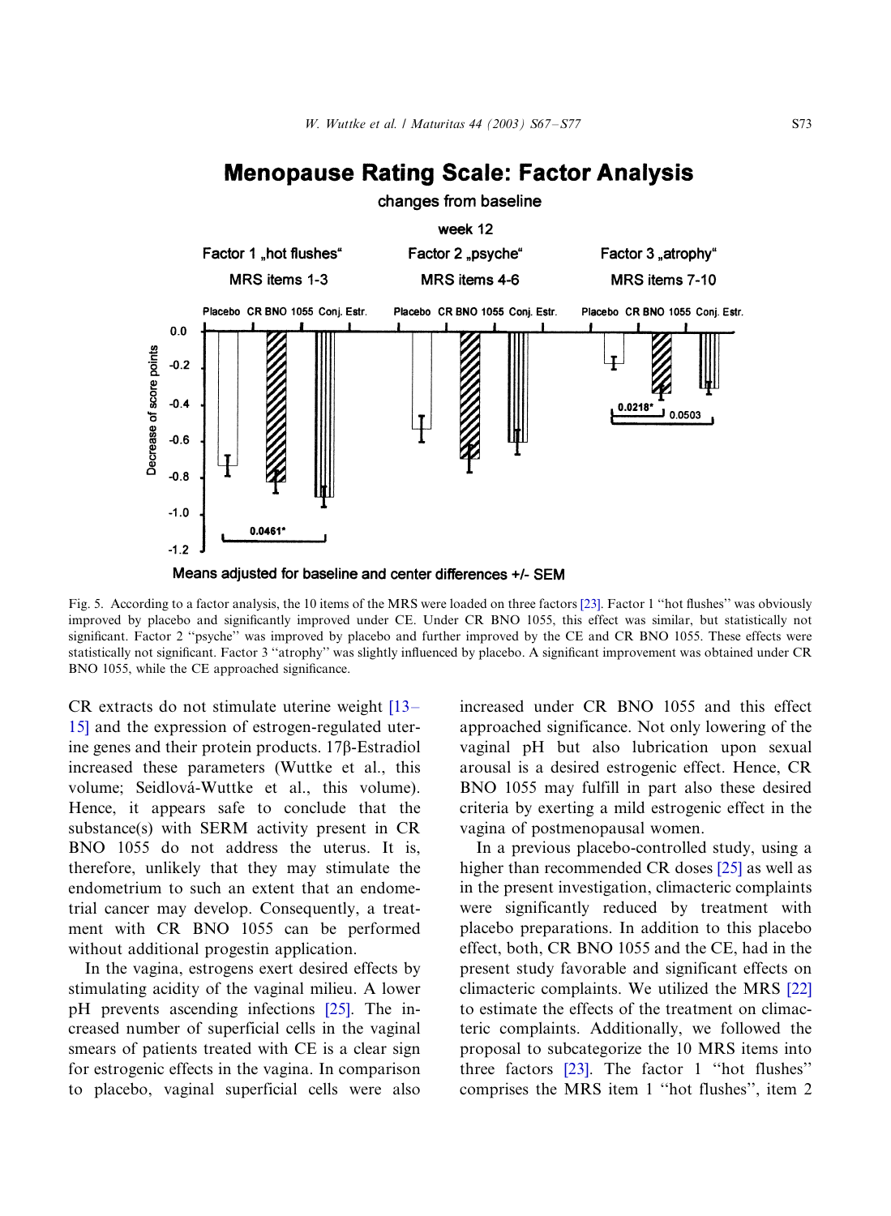Fig. 5. According to a factor analysis, the 10 items of the MRS were loaded on three factors [23]. Factor 1 ''hot flushes'' was obviously improved by placebo and significantly improved under CE. Under CR BNO 1055, this effect was similar, but statistically not significant. Factor 2 ''psyche'' was improved by placebo and further improved by the CE and CR BNO 1055. These effects were statistically not significant. Factor 3 ''atrophy'' was slightly influenced by placebo. A significant improvement was obtained under CR BNO 1055, while the CE approached significance.

CR extracts do not stimulate uterine weight [13–15] and the expression of estrogen-regulated uterine genes and their protein products. 17β-Estradiol increased these parameters (Wuttke et al., this volume; Seidlová-Wuttke et al., this volume). Hence, it appears safe to conclude that the substance(s) with SERM activity present in CR BNO 1055 do not address the uterus. It is, therefore, unlikely that they may stimulate the endometrium to such an extent that an endometrial cancer may develop. Consequently, a treatment with CR BNO 1055 can be performed without additional progestin application.

In the vagina, estrogens exert desired effects by stimulating acidity of the vaginal milieu. A lower pH prevents ascending infections [25]. The increased number of superficial cells in the vaginal smears of patients treated with CE is a clear sign for estrogenic effects in the vagina. In comparison to placebo, vaginal superficial cells were also increased under CR BNO 1055 and this effect approached significance. Not only lowering of the vaginal pH but also lubrication upon sexual arousal is a desired estrogenic effect. Hence, CR BNO 1055 may fulfill in part also these desired criteria by exerting a mild estrogenic effect in the vagina of postmenopausal women.

In a previous placebo-controlled study, using a higher than recommended CR doses [25] as well as in the present investigation, climacteric complaints were significantly reduced by treatment with placebo preparations. In addition to this placebo effect, both, CR BNO 1055 and the CE, had in the present study favorable and significant effects on climacteric complaints. We utilized the MRS [22] to estimate the effects of the treatment on climacteric complaints. Additionally, we followed the proposal to subcategorize the 10 MRS items into three factors [23]. The factor 1 ''hot flushes'' comprises the MRS item 1 ''hot flushes'', item 2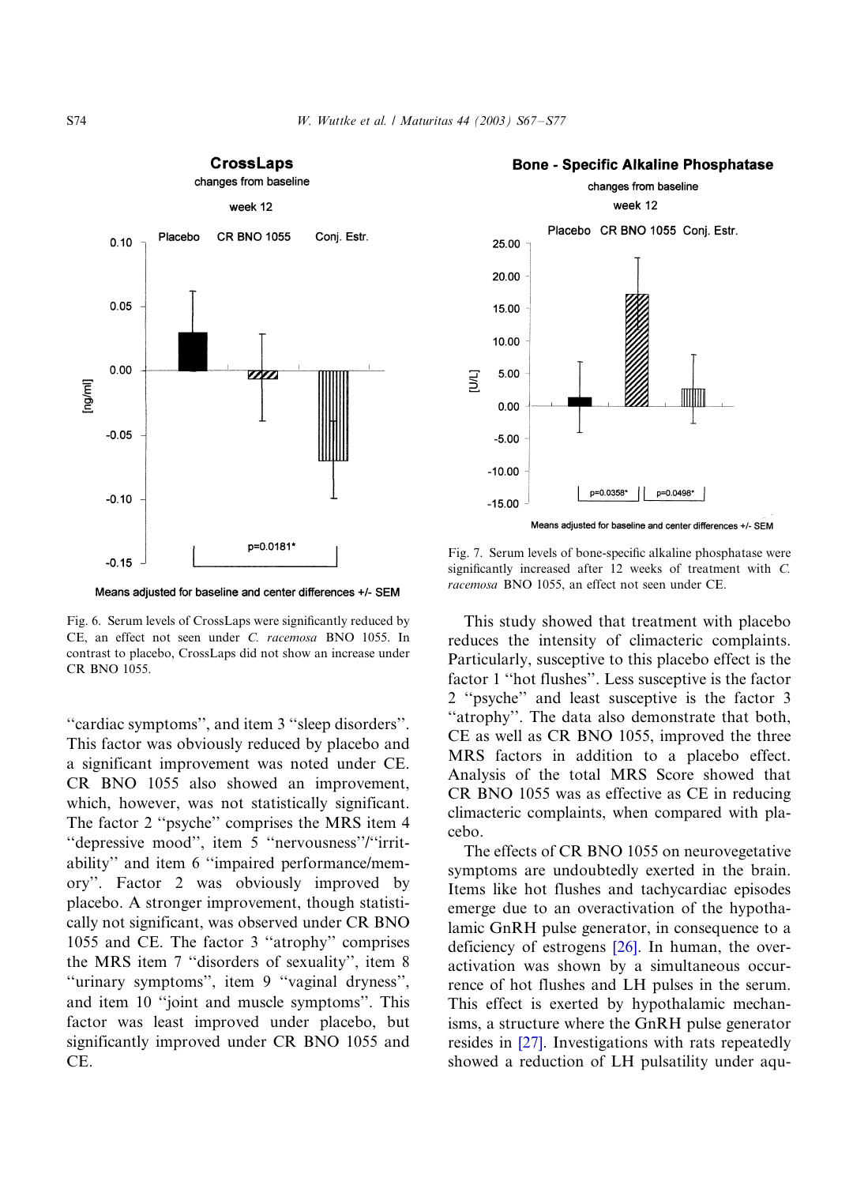Fig. 6. Serum levels of CrossLaps were significantly reduced by CE, an effect not seen under *C. racemosa* BNO 1055. In contrast to placebo, CrossLaps did not show an increase under CR BNO 1055.

Fig. 7. Serum levels of bone-specific alkaline phosphatase were significantly increased after 12 weeks of treatment with *C. racemosa* BNO 1055, an effect not seen under CE.

''cardiac symptoms'', and item 3 ''sleep disorders''. This factor was obviously reduced by placebo and a significant improvement was noted under CE. CR BNO 1055 also showed an improvement, which, however, was not statistically significant. The factor 2 ''psyche'' comprises the MRS item 4 ''depressive mood'', item 5 ''nervousness''/''irritability'' and item 6 ''impaired performance/memory''. Factor 2 was obviously improved by placebo. A stronger improvement, though statistically not significant, was observed under CR BNO 1055 and CE. The factor 3 ''atrophy'' comprises the MRS item 7 ''disorders of sexuality'', item 8 ''urinary symptoms'', item 9 ''vaginal dryness'', and item 10 ''joint and muscle symptoms''. This factor was least improved under placebo, but significantly improved under CR BNO 1055 and CE.

This study showed that treatment with placebo reduces the intensity of climacteric complaints. Particularly, susceptive to this placebo effect is the factor 1 ''hot flushes''. Less susceptive is the factor 2 ''psyche'' and least susceptive is the factor 3 ''atrophy''. The data also demonstrate that both, CE as well as CR BNO 1055, improved the three MRS factors in addition to a placebo effect. Analysis of the total MRS Score showed that CR BNO 1055 was as effective as CE in reducing climacteric complaints, when compared with placebo.

The effects of CR BNO 1055 on neurovegetative symptoms are undoubtedly exerted in the brain. Items like hot flushes and tachycardiac episodes emerge due to an overactivation of the hypothalamic GnRH pulse generator, in consequence to a deficiency of estrogens [26]. In human, the overactivation was shown by a simultaneous occurrence of hot flushes and LH pulses in the serum. This effect is exerted by hypothalamic mechanisms, a structure where the GnRH pulse generator resides in [27]. Investigations with rats repeatedly showed a reduction of LH pulsatility under aqu-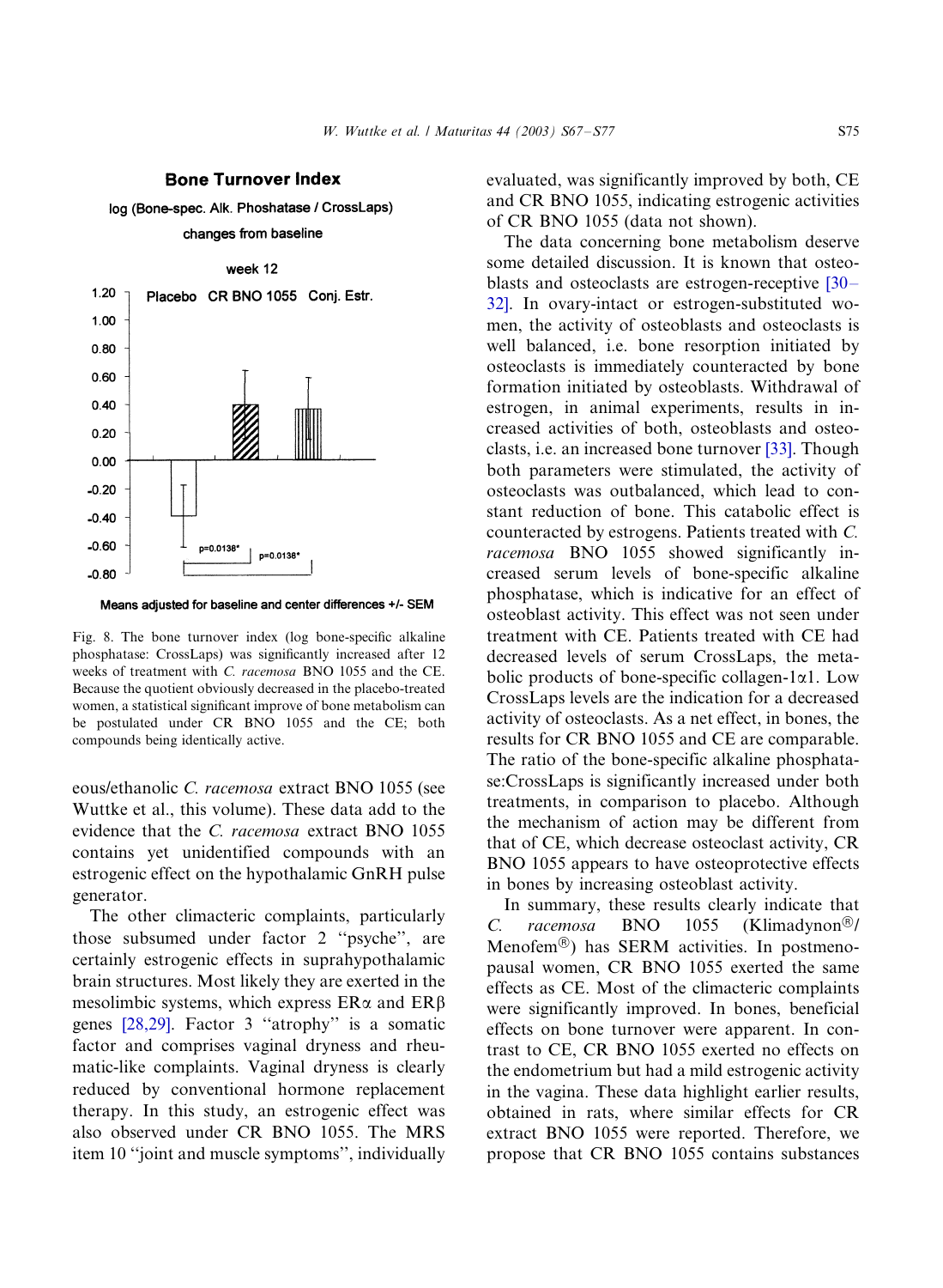Fig. 8. The bone turnover index (log bone-specific alkaline phosphatase: CrossLaps) was significantly increased after 12 weeks of treatment with *C. racemosa* BNO 1055 and the CE. Because the quotient obviously decreased in the placebo-treated women, a statistical significant improve of bone metabolism can be postulated under CR BNO 1055 and the CE; both compounds being identically active.

eous/ethanolic *C. racemosa* extract BNO 1055 (see Wuttke et al., this volume). These data add to the evidence that the *C. racemosa* extract BNO 1055 contains yet unidentified compounds with an estrogenic effect on the hypothalamic GnRH pulse generator.

The other climacteric complaints, particularly those subsumed under factor 2 ''psyche'', are certainly estrogenic effects in suprahypothalamic brain structures. Most likely they are exerted in the mesolimbic systems, which express ERα and ERβ genes [28,29]. Factor 3 ''atrophy'' is a somatic factor and comprises vaginal dryness and rheumatic-like complaints. Vaginal dryness is clearly reduced by conventional hormone replacement therapy. In this study, an estrogenic effect was also observed under CR BNO 1055. The MRS item 10 ''joint and muscle symptoms'', individually evaluated, was significantly improved by both, CE and CR BNO 1055, indicating estrogenic activities of CR BNO 1055 (data not shown).

The data concerning bone metabolism deserve some detailed discussion. It is known that osteoblasts and osteoclasts are estrogen-receptive [30–32]. In ovary-intact or estrogen-substituted women, the activity of osteoblasts and osteoclasts is well balanced, i.e. bone resorption initiated by osteoclasts is immediately counteracted by bone formation initiated by osteoblasts. Withdrawal of estrogen, in animal experiments, results in increased activities of both, osteoblasts and osteoclasts, i.e. an increased bone turnover [33]. Though both parameters were stimulated, the activity of osteoclasts was outbalanced, which lead to constant reduction of bone. This catabolic effect is counteracted by estrogens. Patients treated with *C. racemosa* BNO 1055 showed significantly increased serum levels of bone-specific alkaline phosphatase, which is indicative for an effect of osteoblast activity. This effect was not seen under treatment with CE. Patients treated with CE had decreased levels of serum CrossLaps, the metabolic products of bone-specific collagen-1α1. Low CrossLaps levels are the indication for a decreased activity of osteoclasts. As a net effect, in bones, the results for CR BNO 1055 and CE are comparable. The ratio of the bone-specific alkaline phosphatase:CrossLaps is significantly increased under both treatments, in comparison to placebo. Although the mechanism of action may be different from that of CE, which decrease osteoclast activity, CR BNO 1055 appears to have osteoprotective effects in bones by increasing osteoblast activity.

In summary, these results clearly indicate that *C. racemosa* BNO 1055 (Klimadynon®/ Menofem®) has SERM activities. In postmenopausal women, CR BNO 1055 exerted the same effects as CE. Most of the climacteric complaints were significantly improved. In bones, beneficial effects on bone turnover were apparent. In contrast to CE, CR BNO 1055 exerted no effects on the endometrium but had a mild estrogenic activity in the vagina. These data highlight earlier results, obtained in rats, where similar effects for CR extract BNO 1055 were reported. Therefore, we propose that CR BNO 1055 contains substances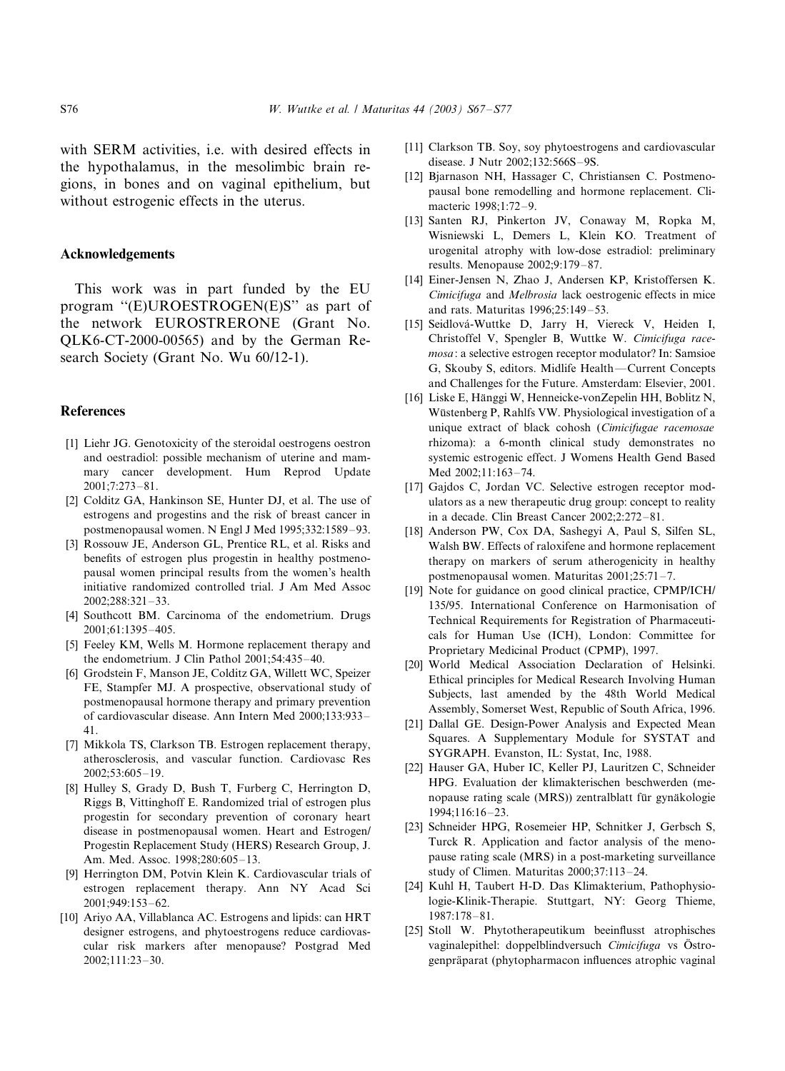with SERM activities, i.e. with desired effects in the hypothalamus, in the mesolimbic brain regions, in bones and on vaginal epithelium, but without estrogenic effects in the uterus.

## Acknowledgements

This work was in part funded by the EU program "(E)UROESTROGEN(E)S" as part of the network EUROSTRERONE (Grant No. QLK6-CT-2000-00565) and by the German Research Society (Grant No. Wu 60/12-1).

## References

[1] Liehr JG. Genotoxicity of the steroidal oestrogens oestron and oestradiol: possible mechanism of uterine and mammary cancer development. Hum Reprod Update 2001;7:273–81.

[2] Colditz GA, Hankinson SE, Hunter DJ, et al. The use of estrogens and progestins and the risk of breast cancer in postmenopausal women. N Engl J Med 1995;332:1589–93.

[3] Rossouw JE, Anderson GL, Prentice RL, et al. Risks and benefits of estrogen plus progestin in healthy postmenopausal women principal results from the women's health initiative randomized controlled trial. J Am Med Assoc 2002;288:321–33.

[4] Southcott BM. Carcinoma of the endometrium. Drugs 2001;61:1395–405.

[5] Feeley KM, Wells M. Hormone replacement therapy and the endometrium. J Clin Pathol 2001;54:435–40.

[6] Grodstein F, Manson JE, Colditz GA, Willett WC, Speizer FE, Stampfer MJ. A prospective, observational study of postmenopausal hormone therapy and primary prevention of cardiovascular disease. Ann Intern Med 2000;133:933–41.

[7] Mikkola TS, Clarkson TB. Estrogen replacement therapy, atherosclerosis, and vascular function. Cardiovasc Res 2002;53:605–19.

[8] Hulley S, Grady D, Bush T, Furberg C, Herrington D, Riggs B, Vittinghoff E. Randomized trial of estrogen plus progestin for secondary prevention of coronary heart disease in postmenopausal women. Heart and Estrogen/Progestin Replacement Study (HERS) Research Group, J. Am. Med. Assoc. 1998;280:605–13.

[9] Herrington DM, Potvin Klein K. Cardiovascular trials of estrogen replacement therapy. Ann NY Acad Sci 2001;949:153–62.

[10] Ariyo AA, Villablanca AC. Estrogens and lipids: can HRT designer estrogens, and phytoestrogens reduce cardiovascular risk markers after menopause? Postgrad Med 2002;111:23–30.

[11] Clarkson TB. Soy, soy phytoestrogens and cardiovascular disease. J Nutr 2002;132:566S–9S.

[12] Bjarnason NH, Hassager C, Christiansen C. Postmenopausal bone remodelling and hormone replacement. Climacteric 1998;1:72–9.

[13] Santen RJ, Pinkerton JV, Conaway M, Ropka M, Wisniewski L, Demers L, Klein KO. Treatment of urogenital atrophy with low-dose estradiol: preliminary results. Menopause 2002;9:179–87.

[14] Einer-Jensen N, Zhao J, Andersen KP, Kristoffersen K. *Cimicifuga* and *Melbrosia* lack oestrogenic effects in mice and rats. Maturitas 1996;25:149–53.

[15] Seidlová-Wuttke D, Jarry H, Viereck V, Heiden I, Christoffel V, Spengler B, Wuttke W. *Cimicifuga racemosa*: a selective estrogen receptor modulator? In: Samsioe G, Skouby S, editors. Midlife Health—Current Concepts and Challenges for the Future. Amsterdam: Elsevier, 2001.

[16] Liske E, Hänggi W, Henneicke-vonZepelin HH, Boblitz N, Wüstenberg P, Rahlfs VW. Physiological investigation of a unique extract of black cohosh (*Cimicifugae racemosae* rhizoma): a 6-month clinical study demonstrates no systemic estrogenic effect. J Womens Health Gend Based Med 2002;11:163–74.

[17] Gajdos C, Jordan VC. Selective estrogen receptor modulators as a new therapeutic drug group: concept to reality in a decade. Clin Breast Cancer 2002;2:272–81.

[18] Anderson PW, Cox DA, Sashegyi A, Paul S, Silfen SL, Walsh BW. Effects of raloxifene and hormone replacement therapy on markers of serum atherogenicity in healthy postmenopausal women. Maturitas 2001;25:71–7.

[19] Note for guidance on good clinical practice, CPMP/ICH/135/95. International Conference on Harmonisation of Technical Requirements for Registration of Pharmaceuticals for Human Use (ICH), London: Committee for Proprietary Medicinal Product (CPMP), 1997.

[20] World Medical Association Declaration of Helsinki. Ethical principles for Medical Research Involving Human Subjects, last amended by the 48th World Medical Assembly, Somerset West, Republic of South Africa, 1996.

[21] Dallal GE. Design-Power Analysis and Expected Mean Squares. A Supplementary Module for SYSTAT and SYGRAPH. Evanston, IL: Systat, Inc, 1988.

[22] Hauser GA, Huber IC, Keller PJ, Lauritzen C, Schneider HPG. Evaluation der klimakterischen beschwerden (menopause rating scale (MRS)) zentralblatt für gynäkologie 1994;116:16–23.

[23] Schneider HPG, Rosemeier HP, Schnitker J, Gerbsch S, Turck R. Application and factor analysis of the menopause rating scale (MRS) in a post-marketing surveillance study of Climen. Maturitas 2000;37:113–24.

[24] Kuhl H, Taubert H-D. Das Klimakterium, Pathophysiologie-Klinik-Therapie. Stuttgart, NY: Georg Thieme, 1987:178–81.

[25] Stoll W. Phytotherapeutikum beeinflusst atrophisches vaginalepithel: doppelblindversuch *Cimicifuga* vs Östrogenpräparat (phytopharmacon influences atrophic vaginal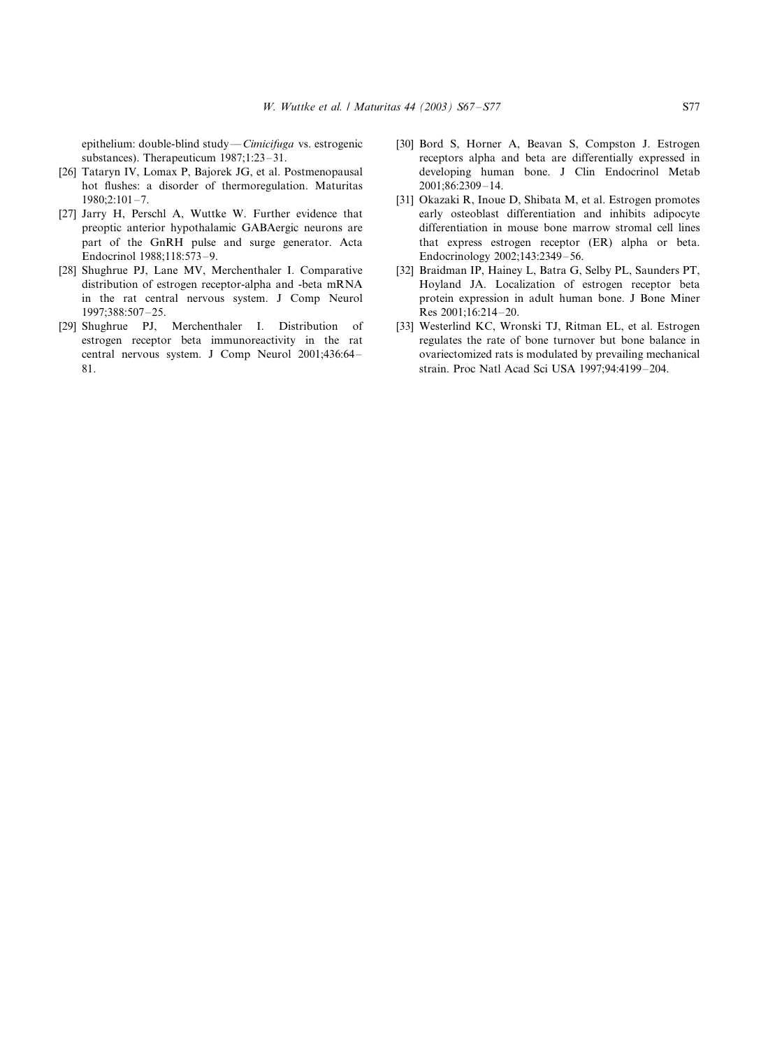epithelium: double-blind study—*Cimicifuga* vs. estrogenic substances). Therapeuticum 1987;1:23–31.

[26] Tataryn IV, Lomax P, Bajorek JG, et al. Postmenopausal hot flushes: a disorder of thermoregulation. Maturitas 1980;2:101–7.

[27] Jarry H, Perschl A, Wuttke W. Further evidence that preoptic anterior hypothalamic GABAergic neurons are part of the GnRH pulse and surge generator. Acta Endocrinol 1988;118:573–9.

[28] Shughrue PJ, Lane MV, Merchenthaler I. Comparative distribution of estrogen receptor-alpha and -beta mRNA in the rat central nervous system. J Comp Neurol 1997;388:507–25.

[29] Shughrue PJ, Merchenthaler I. Distribution of estrogen receptor beta immunoreactivity in the rat central nervous system. J Comp Neurol 2001;436:64–81.

[30] Bord S, Horner A, Beavan S, Compston J. Estrogen receptors alpha and beta are differentially expressed in developing human bone. J Clin Endocrinol Metab 2001;86:2309–14.

[31] Okazaki R, Inoue D, Shibata M, et al. Estrogen promotes early osteoblast differentiation and inhibits adipocyte differentiation in mouse bone marrow stromal cell lines that express estrogen receptor (ER) alpha or beta. Endocrinology 2002;143:2349–56.

[32] Braidman IP, Hainey L, Batra G, Selby PL, Saunders PT, Hoyland JA. Localization of estrogen receptor beta protein expression in adult human bone. J Bone Miner Res 2001;16:214–20.

[33] Westerlind KC, Wronski TJ, Ritman EL, et al. Estrogen regulates the rate of bone turnover but bone balance in ovariectomized rats is modulated by prevailing mechanical strain. Proc Natl Acad Sci USA 1997;94:4199–204.